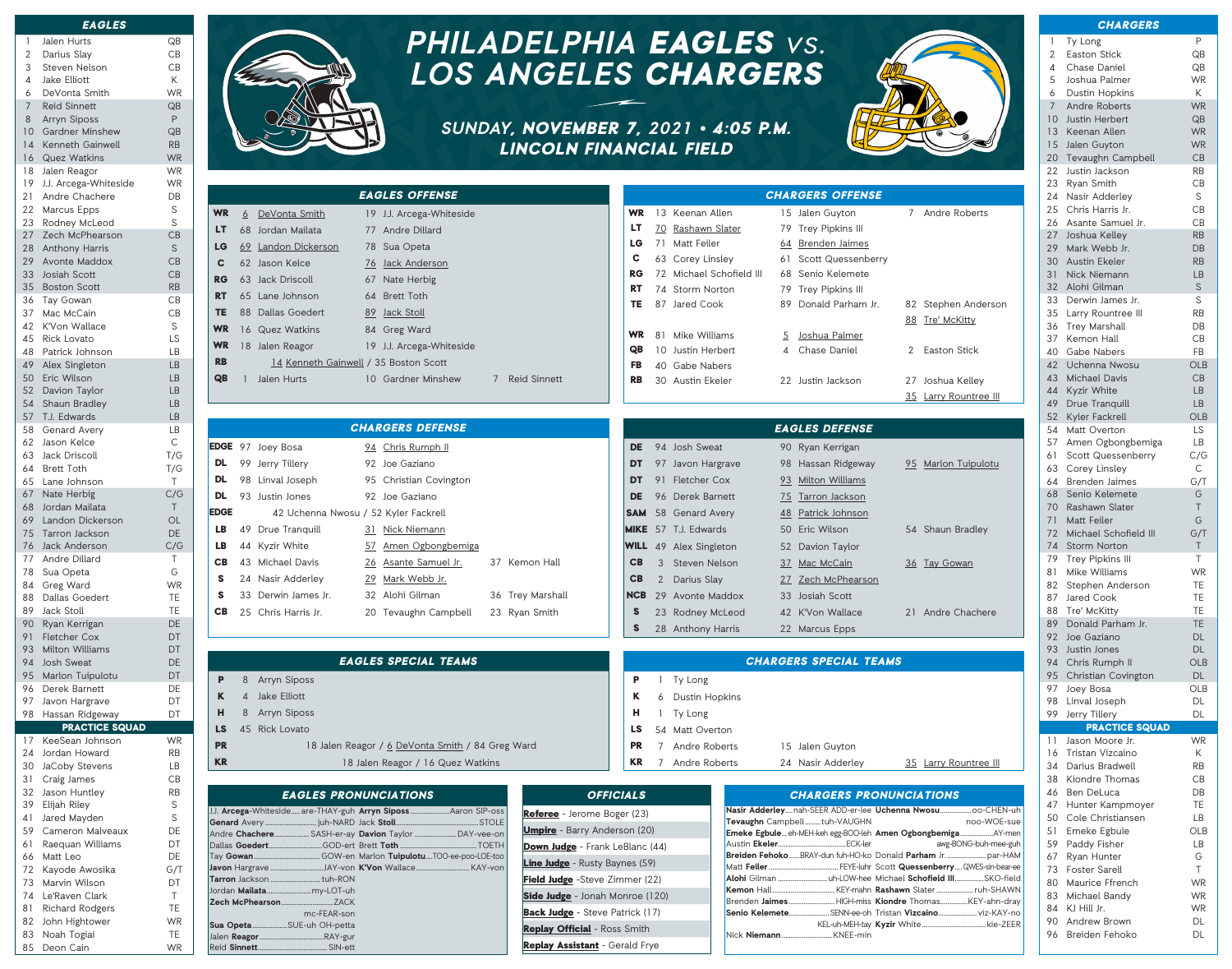# PHILADELPHIA EAGLES vs. LOS ANGELES CHARGERS

## SUNDAY, NOVEMBER 7, 2021 • 4:05 P.M.
## LINCOLN FINANCIAL FIELD

### EAGLES

| No. | Name | Pos |
|---|---|---|
| 1 | Jalen Hurts | QB |
| 2 | Darius Slay | CB |
| 3 | Steven Nelson | CB |
| 4 | Jake Elliott | K |
| 6 | DeVonta Smith | WR |
| 7 | Reid Sinnett | QB |
| 8 | Arryn Siposs | P |
| 10 | Gardner Minshew | QB |
| 14 | Kenneth Gainwell | RB |
| 16 | Quez Watkins | WR |
| 18 | Jalen Reagor | WR |
| 19 | J.J. Arcega-Whiteside | WR |
| 21 | Andre Chachere | DB |
| 22 | Marcus Epps | S |
| 23 | Rodney McLeod | S |
| 27 | Zech McPhearson | CB |
| 28 | Anthony Harris | S |
| 29 | Avonte Maddox | CB |
| 33 | Josiah Scott | CB |
| 35 | Boston Scott | RB |
| 36 | Tay Gowan | CB |
| 37 | Mac McCain | CB |
| 42 | K'Von Wallace | S |
| 45 | Rick Lovato | LS |
| 48 | Patrick Johnson | LB |
| 49 | Alex Singleton | LB |
| 50 | Eric Wilson | LB |
| 52 | Davion Taylor | LB |
| 54 | Shaun Bradley | LB |
| 57 | T.J. Edwards | LB |
| 58 | Genard Avery | LB |
| 62 | Jason Kelce | C |
| 63 | Jack Driscoll | T/G |
| 64 | Brett Toth | T/G |
| 65 | Lane Johnson | T |
| 67 | Nate Herbig | C/G |
| 68 | Jordan Mailata | T |
| 69 | Landon Dickerson | OL |
| 75 | Tarron Jackson | DE |
| 76 | Jack Anderson | C/G |
| 77 | Andre Dillard | T |
| 78 | Sua Opeta | G |
| 84 | Greg Ward | WR |
| 88 | Dallas Goedert | TE |
| 89 | Jack Stoll | TE |
| 90 | Ryan Kerrigan | DE |
| 91 | Fletcher Cox | DT |
| 93 | Milton Williams | DT |
| 94 | Josh Sweat | DE |
| 95 | Marlon Tuipulotu | DT |
| 96 | Derek Barnett | DE |
| 97 | Javon Hargrave | DT |
| 98 | Hassan Ridgeway | DT |

#### PRACTICE SQUAD

| No. | Name | Pos |
|---|---|---|
| 17 | KeeSean Johnson | WR |
| 24 | Jordan Howard | RB |
| 30 | JaCoby Stevens | LB |
| 31 | Craig James | CB |
| 32 | Jason Huntley | RB |
| 39 | Elijah Riley | S |
| 41 | Jared Mayden | S |
| 59 | Cameron Malveaux | DE |
| 61 | Raequan Williams | DT |
| 66 | Matt Leo | DE |
| 72 | Kayode Awosika | G/T |
| 73 | Marvin Wilson | DT |
| 74 | Le'Raven Clark | T |
| 81 | Richard Rodgers | TE |
| 82 | John Hightower | WR |
| 83 | Noah Togiai | TE |
| 85 | Deon Cain | WR |

### EAGLES OFFENSE

| Pos | Starter | Backup | Third |
|---|---|---|---|
| WR | 6 DeVonta Smith | 19 J.J. Arcega-Whiteside | |
| LT | 68 Jordan Mailata | 77 Andre Dillard | |
| LG | 69 Landon Dickerson | 78 Sua Opeta | |
| C | 62 Jason Kelce | 76 Jack Anderson | |
| RG | 63 Jack Driscoll | 67 Nate Herbig | |
| RT | 65 Lane Johnson | 64 Brett Toth | |
| TE | 88 Dallas Goedert | 89 Jack Stoll | |
| WR | 16 Quez Watkins | 84 Greg Ward | |
| WR | 18 Jalen Reagor | 19 J.J. Arcega-Whiteside | |
| RB | 14 Kenneth Gainwell / 35 Boston Scott | | |
| QB | 1 Jalen Hurts | 10 Gardner Minshew | 7 Reid Sinnett |

### CHARGERS OFFENSE

| Pos | Starter | Backup | Third |
|---|---|---|---|
| WR | 13 Keenan Allen | 15 Jalen Guyton | 7 Andre Roberts |
| LT | 70 Rashawn Slater | 79 Trey Pipkins III | |
| LG | 71 Matt Feiler | 64 Brenden Jaimes | |
| C | 63 Corey Linsley | 61 Scott Quessenberry | |
| RG | 72 Michael Schofield III | 68 Senio Kelemete | |
| RT | 74 Storm Norton | 79 Trey Pipkins III | |
| TE | 87 Jared Cook | 89 Donald Parham Jr. | 82 Stephen Anderson / 88 Tre' McKitty |
| WR | 81 Mike Williams | 5 Joshua Palmer | |
| QB | 10 Justin Herbert | 4 Chase Daniel | 2 Easton Stick |
| FB | 40 Gabe Nabers | | |
| RB | 30 Austin Ekeler | 22 Justin Jackson | 27 Joshua Kelley / 35 Larry Rountree III |

### CHARGERS DEFENSE

| Pos | Starter | Backup | Third |
|---|---|---|---|
| EDGE | 97 Joey Bosa | 94 Chris Rumph II | |
| DL | 99 Jerry Tillery | 92 Joe Gaziano | |
| DL | 98 Linval Joseph | 95 Christian Covington | |
| DL | 93 Justin Jones | 92 Joe Gaziano | |
| EDGE | 42 Uchenna Nwosu / 52 Kyler Fackrell | | |
| LB | 49 Drue Tranquill | 31 Nick Niemann | |
| LB | 44 Kyzir White | 57 Amen Ogbongbemiga | |
| CB | 43 Michael Davis | 26 Asante Samuel Jr. | 37 Kemon Hall |
| S | 24 Nasir Adderley | 29 Mark Webb Jr. | |
| S | 33 Derwin James Jr. | 32 Alohi Gilman | 36 Trey Marshall |
| CB | 25 Chris Harris Jr. | 20 Tevaughn Campbell | 23 Ryan Smith |

### EAGLES DEFENSE

| Pos | Starter | Backup | Third |
|---|---|---|---|
| DE | 94 Josh Sweat | 90 Ryan Kerrigan | |
| DT | 97 Javon Hargrave | 98 Hassan Ridgeway | 95 Marlon Tuipulotu |
| DT | 91 Fletcher Cox | 93 Milton Williams | |
| DE | 96 Derek Barnett | 75 Tarron Jackson | |
| SAM | 58 Genard Avery | 48 Patrick Johnson | |
| MIKE | 57 T.J. Edwards | 50 Eric Wilson | 54 Shaun Bradley |
| WILL | 49 Alex Singleton | 52 Davion Taylor | |
| CB | 3 Steven Nelson | 37 Mac McCain | 36 Tay Gowan |
| CB | 2 Darius Slay | 27 Zech McPhearson | |
| NCB | 29 Avonte Maddox | 33 Josiah Scott | |
| S | 23 Rodney McLeod | 42 K'Von Wallace | 21 Andre Chachere |
| S | 28 Anthony Harris | 22 Marcus Epps | |

### EAGLES SPECIAL TEAMS

| Pos | Player | Backup |
|---|---|---|
| P | 8 Arryn Siposs | |
| K | 4 Jake Elliott | |
| H | 8 Arryn Siposs | |
| LS | 45 Rick Lovato | |
| PR | 18 Jalen Reagor / 6 DeVonta Smith / 84 Greg Ward | |
| KR | 18 Jalen Reagor / 16 Quez Watkins | |

### CHARGERS SPECIAL TEAMS

| Pos | Player | Backup | Third |
|---|---|---|---|
| P | 1 Ty Long | | |
| K | 6 Dustin Hopkins | | |
| H | 1 Ty Long | | |
| LS | 54 Matt Overton | | |
| PR | 7 Andre Roberts | 15 Jalen Guyton | |
| KR | 7 Andre Roberts | 24 Nasir Adderley | 35 Larry Rountree III |

### EAGLES PRONUNCIATIONS

- J.J. **Arcega**-Whiteside ..... are-THAY-guh
- **Genard** Avery ..... juh-NARD
- Andre **Chachere** ..... SASH-er-ay
- Dallas **Goedert** ..... GOD-ert
- Tay **Gowan** ..... GOW-en
- **Javon** Hargrave ..... JAY-von
- **Tarron** Jackson ..... tuh-RON
- Jordan **Mailata** ..... my-LOT-uh
- **Zech McPhearson** ..... ZACK mc-FEAR-son
- **Sua Opeta** ..... SUE-uh OH-petta
- Jalen **Reagor** ..... RAY-gur
- Reid **Sinnett** ..... SIN-ett
- **Arryn Siposs** ..... Aaron SIP-oss
- Jack **Stoll** ..... STOLE
- **Davion** Taylor ..... DAY-vee-on
- Brett **Toth** ..... TOETH
- Marlon **Tuipulotu** ..... TOO-ee-poo-LOE-too
- **K'Von** Wallace ..... KAY-von

### OFFICIALS

- **Referee** - Jerome Boger (23)
- **Umpire** - Barry Anderson (20)
- **Down Judge** - Frank LeBlanc (44)
- **Line Judge** - Rusty Baynes (59)
- **Field Judge** - Steve Zimmer (22)
- **Side Judge** - Jonah Monroe (120)
- **Back Judge** - Steve Patrick (17)
- **Replay Official** - Ross Smith
- **Replay Assistant** - Gerald Frye

### CHARGERS PRONUNCIATIONS

- **Nasir Adderley** ..... nah-SEER ADD-er-lee
- **Tevaughn** Campbell ..... tuh-VAUGHN
- **Emeke Egbule** ..... eh-MEH-keh egg-BOO-leh
- Austin **Ekeler** ..... ECK-ler
- **Breiden Fehoko** ..... BRAY-duh fuh-HO-ko
- Matt **Feiler** ..... FEYE-luhr
- **Alohi** Gilman ..... uh-LOW-hee
- **Kemon** Hall ..... KEY-mahn
- Brenden **Jaimes** ..... HIGH-miss
- **Senio Kelemete** ..... SENN-ee-oh KEL-uh-MEH-tay
- Nick **Niemann** ..... KNEE-min
- **Uchenna Nwosu** ..... oo-CHEN-uh noo-WOE-sue
- **Amen Ogbongbemiga** ..... AY-men awg-BONG-buh-mee-guh
- Donald **Parham** Jr. ..... par-HAM
- Scott **Quessenberry** ..... QWES-sin-bear-ee
- Michael **Schofield** III ..... SKO-field
- **Rashawn** Slater ..... ruh-SHAWN
- **Kiondre** Thomas ..... KEY-ahn-dray
- Tristan **Vizcaino** ..... viz-KAY-no
- **Kyzir** White ..... kie-ZEER

### CHARGERS

| No. | Name | Pos |
|---|---|---|
| 1 | Ty Long | P |
| 2 | Easton Stick | QB |
| 4 | Chase Daniel | QB |
| 5 | Joshua Palmer | WR |
| 6 | Dustin Hopkins | K |
| 7 | Andre Roberts | WR |
| 10 | Justin Herbert | QB |
| 13 | Keenan Allen | WR |
| 15 | Jalen Guyton | WR |
| 20 | Tevaughn Campbell | CB |
| 22 | Justin Jackson | RB |
| 23 | Ryan Smith | CB |
| 24 | Nasir Adderley | S |
| 25 | Chris Harris Jr. | CB |
| 26 | Asante Samuel Jr. | CB |
| 27 | Joshua Kelley | RB |
| 29 | Mark Webb Jr. | DB |
| 30 | Austin Ekeler | RB |
| 31 | Nick Niemann | LB |
| 32 | Alohi Gilman | S |
| 33 | Derwin James Jr. | S |
| 35 | Larry Rountree III | RB |
| 36 | Trey Marshall | DB |
| 37 | Kemon Hall | CB |
| 40 | Gabe Nabers | FB |
| 42 | Uchenna Nwosu | OLB |
| 43 | Michael Davis | CB |
| 44 | Kyzir White | LB |
| 49 | Drue Tranquill | LB |
| 52 | Kyler Fackrell | OLB |
| 54 | Matt Overton | LS |
| 57 | Amen Ogbongbemiga | LB |
| 61 | Scott Quessenberry | C/G |
| 63 | Corey Linsley | C |
| 64 | Brenden Jaimes | G/T |
| 68 | Senio Kelemete | G |
| 70 | Rashawn Slater | T |
| 71 | Matt Feiler | G |
| 72 | Michael Schofield III | G/T |
| 74 | Storm Norton | T |
| 79 | Trey Pipkins III | T |
| 81 | Mike Williams | WR |
| 82 | Stephen Anderson | TE |
| 87 | Jared Cook | TE |
| 88 | Tre' McKitty | TE |
| 89 | Donald Parham Jr. | TE |
| 92 | Joe Gaziano | DL |
| 93 | Justin Jones | DL |
| 94 | Chris Rumph II | OLB |
| 95 | Christian Covington | DL |
| 97 | Joey Bosa | OLB |
| 98 | Linval Joseph | DL |
| 99 | Jerry Tillery | DL |

#### PRACTICE SQUAD

| No. | Name | Pos |
|---|---|---|
| 11 | Jason Moore Jr. | WR |
| 16 | Tristan Vizcaino | K |
| 34 | Darius Bradwell | RB |
| 38 | Kiondre Thomas | CB |
| 46 | Ben DeLuca | DB |
| 47 | Hunter Kampmoyer | TE |
| 50 | Cole Christiansen | LB |
| 51 | Emeke Egbule | OLB |
| 59 | Paddy Fisher | LB |
| 67 | Ryan Hunter | G |
| 73 | Foster Sarell | T |
| 80 | Maurice Ffrench | WR |
| 83 | Michael Bandy | WR |
| 84 | KJ Hill Jr. | WR |
| 90 | Andrew Brown | DL |
| 96 | Breiden Fehoko | DL |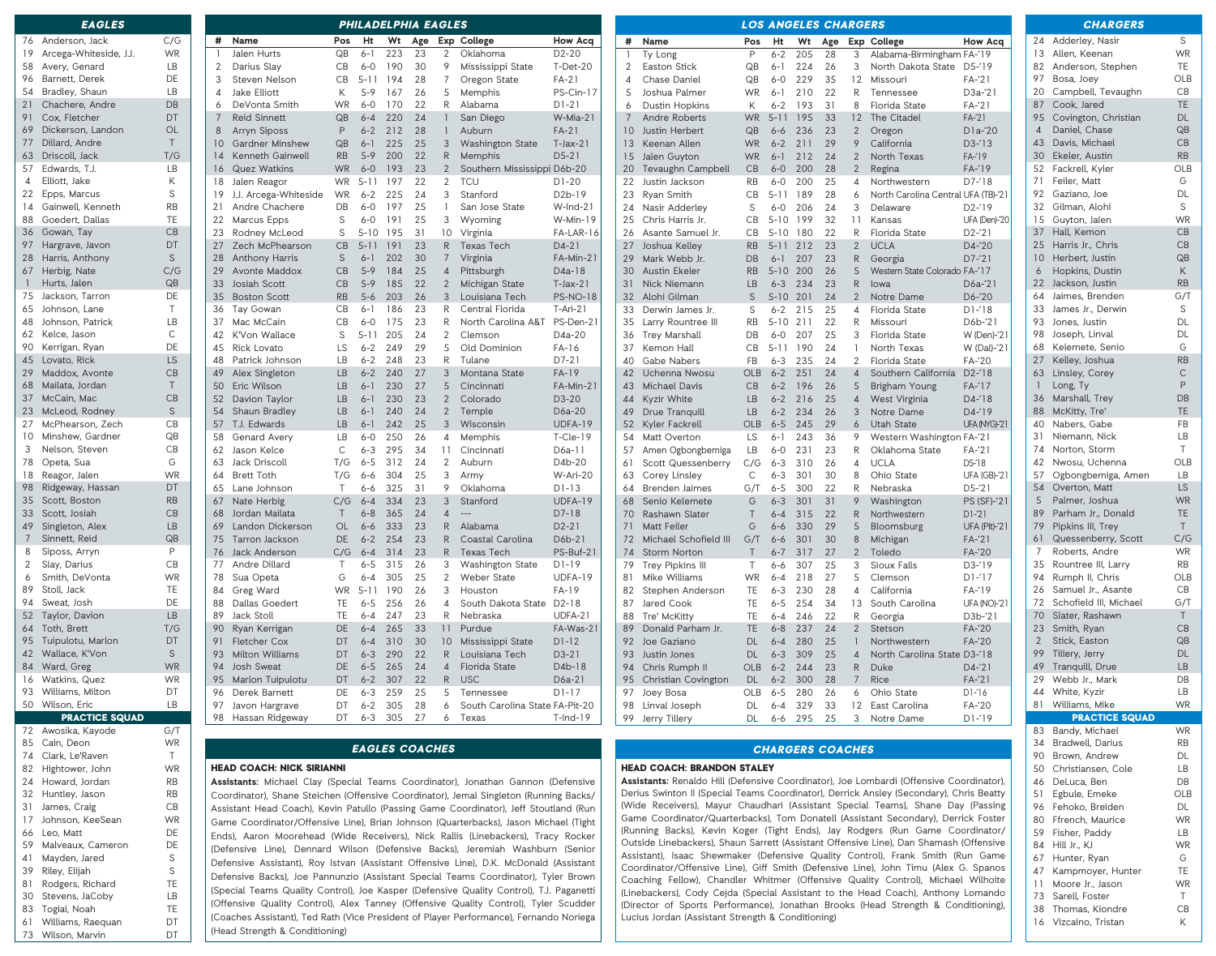## EAGLES

| # | Name | Pos |
|---|---|---|
| 76 | Anderson, Jack | C/G |
| 19 | Arcega-Whiteside, JJ. | WR |
| 58 | Avery, Genard | LB |
| 96 | Barnett, Derek | DE |
| 54 | Bradley, Shaun | LB |
| 21 | Chachere, Andre | DB |
| 91 | Cox, Fletcher | DT |
| 69 | Dickerson, Landon | OL |
| 77 | Dillard, Andre | T |
| 63 | Driscoll, Jack | T/G |
| 57 | Edwards, T.J. | LB |
| 4 | Elliott, Jake | K |
| 22 | Epps, Marcus | S |
| 14 | Gainwell, Kenneth | RB |
| 88 | Goedert, Dallas | TE |
| 36 | Gowan, Tay | CB |
| 97 | Hargrave, Javon | DT |
| 28 | Harris, Anthony | S |
| 67 | Herbig, Nate | C/G |
| 1 | Hurts, Jalen | QB |
| 75 | Jackson, Tarron | DE |
| 65 | Johnson, Lane | T |
| 48 | Johnson, Patrick | LB |
| 62 | Kelce, Jason | C |
| 90 | Kerrigan, Ryan | DE |
| 45 | Lovato, Rick | LS |
| 29 | Maddox, Avonte | CB |
| 68 | Mailata, Jordan | T |
| 37 | McCain, Mac | CB |
| 23 | McLeod, Rodney | S |
| 27 | McPhearson, Zech | CB |
| 10 | Minshew, Gardner | QB |
| 3 | Nelson, Steven | CB |
| 78 | Opeta, Sua | G |
| 18 | Reagor, Jalen | WR |
| 98 | Ridgeway, Hassan | DT |
| 35 | Scott, Boston | RB |
| 33 | Scott, Josiah | CB |
| 49 | Singleton, Alex | LB |
| 7 | Sinnett, Reid | QB |
| 8 | Siposs, Arryn | P |
| 2 | Slay, Darius | CB |
| 6 | Smith, DeVonta | WR |
| 89 | Stoll, Jack | TE |
| 94 | Sweat, Josh | DE |
| 52 | Taylor, Davion | LB |
| 64 | Toth, Brett | T/G |
| 95 | Tuipulotu, Marlon | DT |
| 42 | Wallace, K'Von | S |
| 84 | Ward, Greg | WR |
| 16 | Watkins, Quez | WR |
| 93 | Williams, Milton | DT |
| 50 | Wilson, Eric | LB |

### PRACTICE SQUAD

| # | Name | Pos |
|---|---|---|
| 72 | Awosika, Kayode | G/T |
| 85 | Cain, Deon | WR |
| 74 | Clark, Le'Raven | T |
| 82 | Hightower, John | WR |
| 24 | Howard, Jordan | RB |
| 32 | Huntley, Jason | RB |
| 31 | James, Craig | CB |
| 17 | Johnson, KeeSean | WR |
| 66 | Leo, Matt | DE |
| 59 | Malveaux, Cameron | DE |
| 41 | Mayden, Jared | S |
| 39 | Riley, Elijah | S |
| 81 | Rodgers, Richard | TE |
| 30 | Stevens, JaCoby | LB |
| 83 | Togiai, Noah | TE |
| 61 | Williams, Raequan | DT |
| 73 | Wilson, Marvin | DT |

## PHILADELPHIA EAGLES

| # | Name | Pos | Ht | Wt | Age | Exp | College | How Acq |
|---|---|---|---|---|---|---|---|---|
| 1 | Jalen Hurts | QB | 6-1 | 223 | 23 | 2 | Oklahoma | D2-20 |
| 2 | Darius Slay | CB | 6-0 | 190 | 30 | 9 | Mississippi State | T-Det-20 |
| 3 | Steven Nelson | CB | 5-11 | 194 | 28 | 7 | Oregon State | FA-21 |
| 4 | Jake Elliott | K | 5-9 | 167 | 26 | 5 | Memphis | PS-Cin-17 |
| 6 | DeVonta Smith | WR | 6-0 | 170 | 22 | R | Alabama | D1-21 |
| 7 | Reid Sinnett | QB | 6-4 | 220 | 24 | 1 | San Diego | W-Mia-21 |
| 8 | Arryn Siposs | P | 6-2 | 212 | 28 | 1 | Auburn | FA-21 |
| 10 | Gardner Minshew | QB | 6-1 | 225 | 25 | 3 | Washington State | T-Jax-21 |
| 14 | Kenneth Gainwell | RB | 5-9 | 200 | 22 | R | Memphis | D5-21 |
| 16 | Quez Watkins | WR | 6-0 | 193 | 23 | 2 | Southern Mississippi | D6b-20 |
| 18 | Jalen Reagor | WR | 5-11 | 197 | 22 | 2 | TCU | D1-20 |
| 19 | J.J. Arcega-Whiteside | WR | 6-2 | 225 | 24 | 3 | Stanford | D2b-19 |
| 21 | Andre Chachere | DB | 6-0 | 197 | 25 | 1 | San Jose State | W-Ind-21 |
| 22 | Marcus Epps | S | 6-0 | 191 | 25 | 3 | Wyoming | W-Min-19 |
| 23 | Rodney McLeod | S | 5-10 | 195 | 31 | 10 | Virginia | FA-LAR-16 |
| 27 | Zech McPhearson | CB | 5-11 | 191 | 23 | R | Texas Tech | D4-21 |
| 28 | Anthony Harris | S | 6-1 | 202 | 30 | 7 | Virginia | FA-Min-21 |
| 29 | Avonte Maddox | CB | 5-9 | 184 | 25 | 4 | Pittsburgh | D4a-18 |
| 33 | Josiah Scott | CB | 5-9 | 185 | 22 | 2 | Michigan State | T-Jax-21 |
| 35 | Boston Scott | RB | 5-6 | 203 | 26 | 3 | Louisiana Tech | PS-NO-18 |
| 36 | Tay Gowan | CB | 6-1 | 186 | 23 | R | Central Florida | T-Ari-21 |
| 37 | Mac McCain | CB | 6-0 | 175 | 23 | R | North Carolina A&T | PS-Den-21 |
| 42 | K'Von Wallace | S | 5-11 | 205 | 24 | 2 | Clemson | D4a-20 |
| 45 | Rick Lovato | LS | 6-2 | 249 | 29 | 5 | Old Dominion | FA-16 |
| 48 | Patrick Johnson | LB | 6-2 | 248 | 23 | R | Tulane | D7-21 |
| 49 | Alex Singleton | LB | 6-2 | 240 | 27 | 3 | Montana State | FA-19 |
| 50 | Eric Wilson | LB | 6-1 | 230 | 27 | 5 | Cincinnati | FA-Min-21 |
| 52 | Davion Taylor | LB | 6-1 | 230 | 23 | 2 | Colorado | D3-20 |
| 54 | Shaun Bradley | LB | 6-1 | 240 | 24 | 2 | Temple | D6a-20 |
| 57 | T.J. Edwards | LB | 6-1 | 242 | 25 | 3 | Wisconsin | UDFA-19 |
| 58 | Genard Avery | LB | 6-0 | 250 | 26 | 4 | Memphis | T-Cle-19 |
| 62 | Jason Kelce | C | 6-3 | 295 | 34 | 11 | Cincinnati | D6a-11 |
| 63 | Jack Driscoll | T/G | 6-5 | 312 | 24 | 2 | Auburn | D4b-20 |
| 64 | Brett Toth | T/G | 6-6 | 304 | 25 | 3 | Army | W-Ari-20 |
| 65 | Lane Johnson | T | 6-6 | 325 | 31 | 9 | Oklahoma | D1-13 |
| 67 | Nate Herbig | C/G | 6-4 | 334 | 23 | 3 | Stanford | UDFA-19 |
| 68 | Jordan Mailata | T | 6-8 | 365 | 24 | 4 | --- | D7-18 |
| 69 | Landon Dickerson | OL | 6-6 | 333 | 23 | R | Alabama | D2-21 |
| 75 | Tarron Jackson | DE | 6-2 | 254 | 23 | R | Coastal Carolina | D6b-21 |
| 76 | Jack Anderson | C/G | 6-4 | 314 | 23 | R | Texas Tech | PS-Buf-21 |
| 77 | Andre Dillard | T | 6-5 | 315 | 26 | 3 | Washington State | D1-19 |
| 78 | Sua Opeta | G | 6-4 | 305 | 25 | 2 | Weber State | UDFA-19 |
| 84 | Greg Ward | WR | 5-11 | 190 | 26 | 3 | Houston | FA-19 |
| 88 | Dallas Goedert | TE | 6-5 | 256 | 26 | 4 | South Dakota State | D2-18 |
| 89 | Jack Stoll | TE | 6-4 | 247 | 23 | R | Nebraska | UDFA-21 |
| 90 | Ryan Kerrigan | DE | 6-4 | 265 | 33 | 11 | Purdue | FA-Was-21 |
| 91 | Fletcher Cox | DT | 6-4 | 310 | 30 | 10 | Mississippi State | D1-12 |
| 93 | Milton Williams | DT | 6-3 | 290 | 22 | R | Louisiana Tech | D3-21 |
| 94 | Josh Sweat | DE | 6-5 | 265 | 24 | 4 | Florida State | D4b-18 |
| 95 | Marlon Tuipulotu | DT | 6-2 | 307 | 22 | R | USC | D6a-21 |
| 96 | Derek Barnett | DE | 6-3 | 259 | 25 | 5 | Tennessee | D1-17 |
| 97 | Javon Hargrave | DT | 6-2 | 305 | 28 | 6 | South Carolina State | FA-Pit-20 |
| 98 | Hassan Ridgeway | DT | 6-3 | 305 | 27 | 6 | Texas | T-Ind-19 |

## EAGLES COACHES

**HEAD COACH: NICK SIRIANNI**

**Assistants:** Michael Clay (Special Teams Coordinator), Jonathan Gannon (Defensive Coordinator), Shane Steichen (Offensive Coordinator), Jemal Singleton (Running Backs/ Assistant Head Coach), Kevin Patullo (Passing Game Coordinator), Jeff Stoutland (Run Game Coordinator/Offensive Line), Brian Johnson (Quarterbacks), Jason Michael (Tight Ends), Aaron Moorehead (Wide Receivers), Nick Rallis (Linebackers), Tracy Rocker (Defensive Line), Dennard Wilson (Defensive Backs), Jeremiah Washburn (Senior Defensive Assistant), Roy Istvan (Assistant Offensive Line), D.K. McDonald (Assistant Defensive Backs), Joe Pannunzio (Assistant Special Teams Coordinator), Tyler Brown (Special Teams Quality Control), Joe Kasper (Defensive Quality Control), T.J. Paganetti (Offensive Quality Control), Alex Tanney (Offensive Quality Control), Tyler Scudder (Coaches Assistant), Ted Rath (Vice President of Player Performance), Fernando Noriega (Head Strength & Conditioning)

## LOS ANGELES CHARGERS

| # | Name | Pos | Ht | Wt | Age | Exp | College | How Acq |
|---|---|---|---|---|---|---|---|---|
| 1 | Ty Long | P | 6-2 | 205 | 28 | 3 | Alabama-Birmingham | FA-'19 |
| 2 | Easton Stick | QB | 6-1 | 224 | 26 | 3 | North Dakota State | D5-'19 |
| 4 | Chase Daniel | QB | 6-0 | 229 | 35 | 12 | Missouri | FA-'21 |
| 5 | Joshua Palmer | WR | 6-1 | 210 | 22 | R | Tennessee | D3a-'21 |
| 6 | Dustin Hopkins | K | 6-2 | 193 | 31 | 8 | Florida State | FA-'21 |
| 7 | Andre Roberts | WR | 5-11 | 195 | 33 | 12 | The Citadel | FA-'21 |
| 10 | Justin Herbert | QB | 6-6 | 236 | 23 | 2 | Oregon | D1a-'20 |
| 13 | Keenan Allen | WR | 6-2 | 211 | 29 | 9 | California | D3-'13 |
| 15 | Jalen Guyton | WR | 6-1 | 212 | 24 | 2 | North Texas | FA-'19 |
| 20 | Tevaughn Campbell | CB | 6-0 | 200 | 28 | 2 | Regina | FA-'19 |
| 22 | Justin Jackson | RB | 6-0 | 200 | 25 | 4 | Northwestern | D7-'18 |
| 23 | Ryan Smith | CB | 5-11 | 189 | 28 | 6 | North Carolina Central | UFA (TB)-'21 |
| 24 | Nasir Adderley | S | 6-0 | 206 | 24 | 3 | Delaware | D2-'19 |
| 25 | Chris Harris Jr. | CB | 5-10 | 199 | 32 | 11 | Kansas | UFA (Den)-'20 |
| 26 | Asante Samuel Jr. | CB | 5-10 | 180 | 22 | R | Florida State | D2-'21 |
| 27 | Joshua Kelley | RB | 5-11 | 212 | 23 | 2 | UCLA | D4-'20 |
| 29 | Mark Webb Jr. | DB | 6-1 | 207 | 23 | R | Georgia | D7-'21 |
| 30 | Austin Ekeler | RB | 5-10 | 200 | 26 | 5 | Western State Colorado | FA-'17 |
| 31 | Nick Niemann | LB | 6-3 | 234 | 23 | R | Iowa | D6a-'21 |
| 32 | Alohi Gilman | S | 5-10 | 201 | 24 | 2 | Notre Dame | D6-'20 |
| 33 | Derwin James Jr. | S | 6-2 | 215 | 25 | 4 | Florida State | D1-'18 |
| 35 | Larry Rountree III | RB | 5-10 | 211 | 22 | R | Missouri | D6b-'21 |
| 36 | Trey Marshall | DB | 6-0 | 207 | 25 | 3 | Florida State | W (Den)-'21 |
| 37 | Kemon Hall | CB | 5-11 | 190 | 24 | 1 | North Texas | W (Dal)-'21 |
| 40 | Gabe Nabers | FB | 6-3 | 235 | 24 | 2 | Florida State | FA-'20 |
| 42 | Uchenna Nwosu | OLB | 6-2 | 251 | 24 | 4 | Southern California | D2-'18 |
| 43 | Michael Davis | CB | 6-2 | 196 | 26 | 5 | Brigham Young | FA-'17 |
| 44 | Kyzir White | LB | 6-2 | 216 | 25 | 4 | West Virginia | D4-'18 |
| 49 | Drue Tranquill | LB | 6-2 | 234 | 26 | 3 | Notre Dame | D4-'19 |
| 52 | Kyler Fackrell | OLB | 6-5 | 245 | 29 | 6 | Utah State | UFA (NYG)-'21 |
| 54 | Matt Overton | LS | 6-1 | 243 | 36 | 9 | Western Washington | FA-'21 |
| 57 | Amen Ogbongbemiga | LB | 6-0 | 231 | 23 | R | Oklahoma State | FA-'21 |
| 61 | Scott Quessenberry | C/G | 6-3 | 310 | 26 | 4 | UCLA | D5-'18 |
| 63 | Corey Linsley | C | 6-3 | 301 | 30 | 8 | Ohio State | UFA (GB)-'21 |
| 64 | Brenden Jaimes | G/T | 6-5 | 300 | 22 | R | Nebraska | D5-'21 |
| 68 | Senio Kelemete | G | 6-3 | 301 | 31 | 9 | Washington | PS (SF)-'21 |
| 70 | Rashawn Slater | T | 6-4 | 315 | 22 | R | Northwestern | D1-'21 |
| 71 | Matt Feiler | G | 6-6 | 330 | 29 | 5 | Bloomsburg | UFA (Pit)-'21 |
| 72 | Michael Schofield III | G/T | 6-6 | 301 | 30 | 8 | Michigan | FA-'21 |
| 74 | Storm Norton | T | 6-7 | 317 | 27 | 2 | Toledo | FA-'20 |
| 79 | Trey Pipkins III | T | 6-6 | 307 | 25 | 3 | Sioux Falls | D3-'19 |
| 81 | Mike Williams | WR | 6-4 | 218 | 27 | 5 | Clemson | D1-'17 |
| 82 | Stephen Anderson | TE | 6-3 | 230 | 28 | 4 | California | FA-'19 |
| 87 | Jared Cook | TE | 6-5 | 254 | 34 | 13 | South Carolina | UFA (NO)-'21 |
| 88 | Tre' McKitty | TE | 6-4 | 246 | 22 | R | Georgia | D3b-'21 |
| 89 | Donald Parham Jr. | TE | 6-8 | 237 | 24 | 2 | Stetson | FA-'20 |
| 92 | Joe Gaziano | DL | 6-4 | 280 | 25 | 1 | Northwestern | FA-'20 |
| 93 | Justin Jones | DL | 6-3 | 309 | 25 | 4 | North Carolina State | D3-'18 |
| 94 | Chris Rumph II | OLB | 6-2 | 244 | 23 | R | Duke | D4-'21 |
| 95 | Christian Covington | DL | 6-2 | 300 | 28 | 7 | Rice | FA-'21 |
| 97 | Joey Bosa | OLB | 6-5 | 280 | 26 | 6 | Ohio State | D1-'16 |
| 98 | Linval Joseph | DL | 6-4 | 329 | 33 | 12 | East Carolina | FA-'20 |
| 99 | Jerry Tillery | DL | 6-6 | 295 | 25 | 3 | Notre Dame | D1-'19 |

## CHARGERS COACHES

**HEAD COACH: BRANDON STALEY**

**Assistants:** Renaldo Hill (Defensive Coordinator), Joe Lombardi (Offensive Coordinator), Derius Swinton II (Special Teams Coordinator), Derrick Ansley (Secondary), Chris Beatty (Wide Receivers), Mayur Chaudhari (Assistant Special Teams), Shane Day (Passing Game Coordinator/Quarterbacks), Tom Donatell (Assistant Secondary), Derrick Foster (Running Backs), Kevin Koger (Tight Ends), Jay Rodgers (Run Game Coordinator/ Outside Linebackers), Shaun Sarrett (Assistant Offensive Line), Dan Shamash (Offensive Assistant), Isaac Shewmaker (Defensive Quality Control), Frank Smith (Run Game Coordinator/Offensive Line), Giff Smith (Defensive Line), John Timu (Alex G. Spanos Coaching Fellow), Chandler Whitmer (Offensive Quality Control), Michael Wilhoite (Linebackers), Cody Cejda (Special Assistant to the Head Coach), Anthony Lomando (Director of Sports Performance), Jonathan Brooks (Head Strength & Conditioning), Lucius Jordan (Assistant Strength & Conditioning)

## CHARGERS

| # | Name | Pos |
|---|---|---|
| 24 | Adderley, Nasir | S |
| 13 | Allen, Keenan | WR |
| 82 | Anderson, Stephen | TE |
| 97 | Bosa, Joey | OLB |
| 20 | Campbell, Tevaughn | CB |
| 87 | Cook, Jared | TE |
| 95 | Covington, Christian | DL |
| 4 | Daniel, Chase | QB |
| 43 | Davis, Michael | CB |
| 30 | Ekeler, Austin | RB |
| 52 | Fackrell, Kyler | OLB |
| 71 | Feiler, Matt | G |
| 92 | Gaziano, Joe | DL |
| 32 | Gilman, Alohi | S |
| 15 | Guyton, Jalen | WR |
| 37 | Hall, Kemon | CB |
| 25 | Harris Jr., Chris | CB |
| 10 | Herbert, Justin | QB |
| 6 | Hopkins, Dustin | K |
| 22 | Jackson, Justin | RB |
| 64 | Jaimes, Brenden | G/T |
| 33 | James Jr., Derwin | S |
| 93 | Jones, Justin | DL |
| 98 | Joseph, Linval | DL |
| 68 | Kelemete, Senio | G |
| 27 | Kelley, Joshua | RB |
| 63 | Linsley, Corey | C |
| 1 | Long, Ty | P |
| 36 | Marshall, Trey | DB |
| 88 | McKitty, Tre' | TE |
| 40 | Nabers, Gabe | FB |
| 31 | Niemann, Nick | LB |
| 74 | Norton, Storm | T |
| 42 | Nwosu, Uchenna | OLB |
| 57 | Ogbongbemiga, Amen | LB |
| 54 | Overton, Matt | LS |
| 5 | Palmer, Joshua | WR |
| 89 | Parham Jr., Donald | TE |
| 79 | Pipkins III, Trey | T |
| 61 | Quessenberry, Scott | C/G |
| 7 | Roberts, Andre | WR |
| 35 | Rountree III, Larry | RB |
| 94 | Rumph II, Chris | OLB |
| 26 | Samuel Jr., Asante | CB |
| 72 | Schofield III, Michael | G/T |
| 70 | Slater, Rashawn | T |
| 23 | Smith, Ryan | CB |
| 2 | Stick, Easton | QB |
| 99 | Tillery, Jerry | DL |
| 49 | Tranquill, Drue | LB |
| 29 | Webb Jr., Mark | DB |
| 44 | White, Kyzir | LB |
| 81 | Williams, Mike | WR |

### PRACTICE SQUAD

| # | Name | Pos |
|---|---|---|
| 83 | Bandy, Michael | WR |
| 34 | Bradwell, Darius | RB |
| 90 | Brown, Andrew | DL |
| 50 | Christiansen, Cole | LB |
| 46 | DeLuca, Ben | DB |
| 51 | Egbule, Emeke | OLB |
| 96 | Fehoko, Breiden | DL |
| 80 | Ffrench, Maurice | WR |
| 59 | Fisher, Paddy | LB |
| 84 | Hill Jr., KJ | WR |
| 67 | Hunter, Ryan | G |
| 47 | Kampmoyer, Hunter | TE |
| 11 | Moore Jr., Jason | WR |
| 73 | Sarell, Foster | T |
| 38 | Thomas, Kiondre | CB |
| 16 | Vizcaino, Tristan | K |